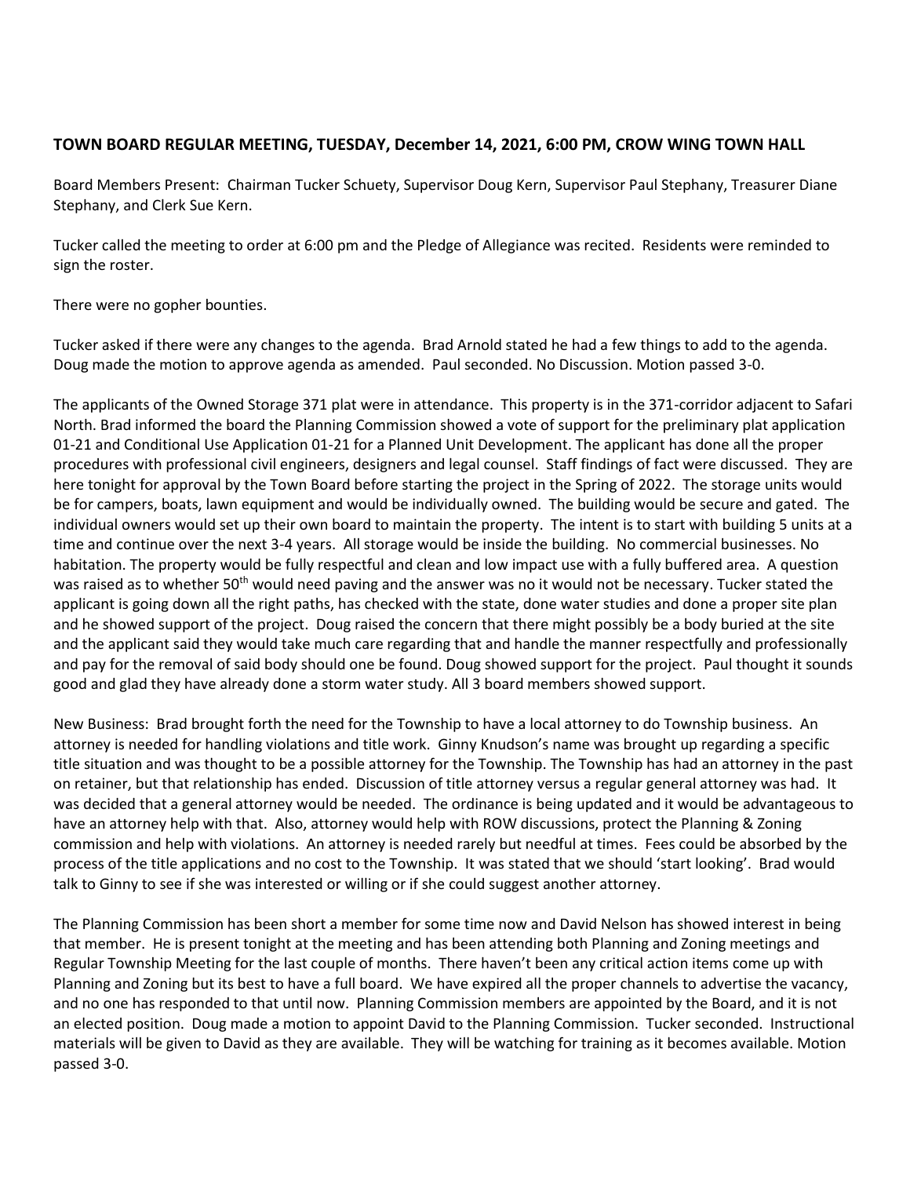**TOWN BOARD REGULAR MEETING, TUESDAY, December 14, 2021, 6:00 PM, CROW WING TOWN HALL**

Board Members Present: Chairman Tucker Schuety, Supervisor Doug Kern, Supervisor Paul Stephany, Treasurer Diane Stephany, and Clerk Sue Kern.

Tucker called the meeting to order at 6:00 pm and the Pledge of Allegiance was recited. Residents were reminded to sign the roster.

There were no gopher bounties.

Tucker asked if there were any changes to the agenda. Brad Arnold stated he had a few things to add to the agenda. Doug made the motion to approve agenda as amended. Paul seconded. No Discussion. Motion passed 3-0.

The applicants of the Owned Storage 371 plat were in attendance. This property is in the 371-corridor adjacent to Safari North. Brad informed the board the Planning Commission showed a vote of support for the preliminary plat application 01-21 and Conditional Use Application 01-21 for a Planned Unit Development. The applicant has done all the proper procedures with professional civil engineers, designers and legal counsel. Staff findings of fact were discussed. They are here tonight for approval by the Town Board before starting the project in the Spring of 2022. The storage units would be for campers, boats, lawn equipment and would be individually owned. The building would be secure and gated. The individual owners would set up their own board to maintain the property. The intent is to start with building 5 units at a time and continue over the next 3-4 years. All storage would be inside the building. No commercial businesses. No habitation. The property would be fully respectful and clean and low impact use with a fully buffered area. A question was raised as to whether 50th would need paving and the answer was no it would not be necessary. Tucker stated the applicant is going down all the right paths, has checked with the state, done water studies and done a proper site plan and he showed support of the project. Doug raised the concern that there might possibly be a body buried at the site and the applicant said they would take much care regarding that and handle the manner respectfully and professionally and pay for the removal of said body should one be found. Doug showed support for the project. Paul thought it sounds good and glad they have already done a storm water study. All 3 board members showed support.

New Business: Brad brought forth the need for the Township to have a local attorney to do Township business. An attorney is needed for handling violations and title work. Ginny Knudson's name was brought up regarding a specific title situation and was thought to be a possible attorney for the Township. The Township has had an attorney in the past on retainer, but that relationship has ended. Discussion of title attorney versus a regular general attorney was had. It was decided that a general attorney would be needed. The ordinance is being updated and it would be advantageous to have an attorney help with that. Also, attorney would help with ROW discussions, protect the Planning & Zoning commission and help with violations. An attorney is needed rarely but needful at times. Fees could be absorbed by the process of the title applications and no cost to the Township. It was stated that we should 'start looking'. Brad would talk to Ginny to see if she was interested or willing or if she could suggest another attorney.

The Planning Commission has been short a member for some time now and David Nelson has showed interest in being that member. He is present tonight at the meeting and has been attending both Planning and Zoning meetings and Regular Township Meeting for the last couple of months. There haven't been any critical action items come up with Planning and Zoning but its best to have a full board. We have expired all the proper channels to advertise the vacancy, and no one has responded to that until now. Planning Commission members are appointed by the Board, and it is not an elected position. Doug made a motion to appoint David to the Planning Commission. Tucker seconded. Instructional materials will be given to David as they are available. They will be watching for training as it becomes available. Motion passed 3-0.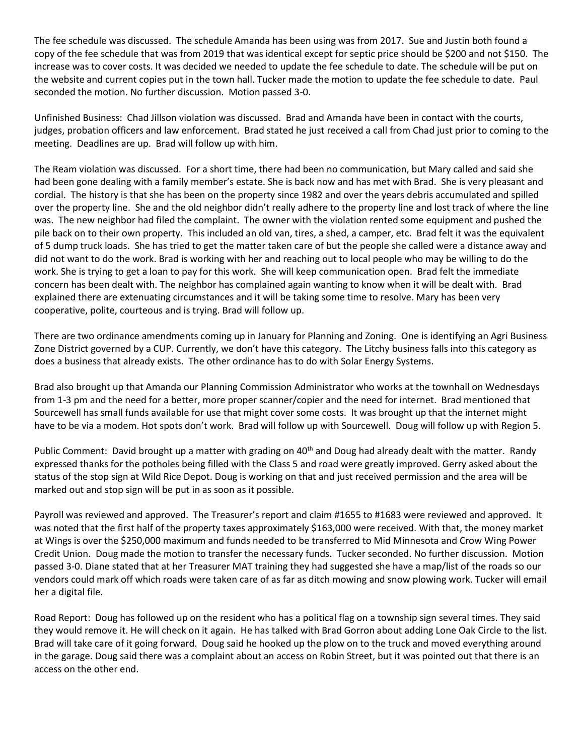The fee schedule was discussed. The schedule Amanda has been using was from 2017. Sue and Justin both found a copy of the fee schedule that was from 2019 that was identical except for septic price should be $200 and not $150. The increase was to cover costs. It was decided we needed to update the fee schedule to date. The schedule will be put on the website and current copies put in the town hall. Tucker made the motion to update the fee schedule to date. Paul seconded the motion. No further discussion. Motion passed 3-0.

Unfinished Business: Chad Jillson violation was discussed. Brad and Amanda have been in contact with the courts, judges, probation officers and law enforcement. Brad stated he just received a call from Chad just prior to coming to the meeting. Deadlines are up. Brad will follow up with him.

The Ream violation was discussed. For a short time, there had been no communication, but Mary called and said she had been gone dealing with a family member's estate. She is back now and has met with Brad. She is very pleasant and cordial. The history is that she has been on the property since 1982 and over the years debris accumulated and spilled over the property line. She and the old neighbor didn't really adhere to the property line and lost track of where the line was. The new neighbor had filed the complaint. The owner with the violation rented some equipment and pushed the pile back on to their own property. This included an old van, tires, a shed, a camper, etc. Brad felt it was the equivalent of 5 dump truck loads. She has tried to get the matter taken care of but the people she called were a distance away and did not want to do the work. Brad is working with her and reaching out to local people who may be willing to do the work. She is trying to get a loan to pay for this work. She will keep communication open. Brad felt the immediate concern has been dealt with. The neighbor has complained again wanting to know when it will be dealt with. Brad explained there are extenuating circumstances and it will be taking some time to resolve. Mary has been very cooperative, polite, courteous and is trying. Brad will follow up.

There are two ordinance amendments coming up in January for Planning and Zoning. One is identifying an Agri Business Zone District governed by a CUP. Currently, we don't have this category. The Litchy business falls into this category as does a business that already exists. The other ordinance has to do with Solar Energy Systems.

Brad also brought up that Amanda our Planning Commission Administrator who works at the townhall on Wednesdays from 1-3 pm and the need for a better, more proper scanner/copier and the need for internet. Brad mentioned that Sourcewell has small funds available for use that might cover some costs. It was brought up that the internet might have to be via a modem. Hot spots don't work. Brad will follow up with Sourcewell. Doug will follow up with Region 5.

Public Comment: David brought up a matter with grading on 40th and Doug had already dealt with the matter. Randy expressed thanks for the potholes being filled with the Class 5 and road were greatly improved. Gerry asked about the status of the stop sign at Wild Rice Depot. Doug is working on that and just received permission and the area will be marked out and stop sign will be put in as soon as it possible.

Payroll was reviewed and approved. The Treasurer's report and claim #1655 to #1683 were reviewed and approved. It was noted that the first half of the property taxes approximately $163,000 were received. With that, the money market at Wings is over the $250,000 maximum and funds needed to be transferred to Mid Minnesota and Crow Wing Power Credit Union. Doug made the motion to transfer the necessary funds. Tucker seconded. No further discussion. Motion passed 3-0. Diane stated that at her Treasurer MAT training they had suggested she have a map/list of the roads so our vendors could mark off which roads were taken care of as far as ditch mowing and snow plowing work. Tucker will email her a digital file.

Road Report: Doug has followed up on the resident who has a political flag on a township sign several times. They said they would remove it. He will check on it again. He has talked with Brad Gorron about adding Lone Oak Circle to the list. Brad will take care of it going forward. Doug said he hooked up the plow on to the truck and moved everything around in the garage. Doug said there was a complaint about an access on Robin Street, but it was pointed out that there is an access on the other end.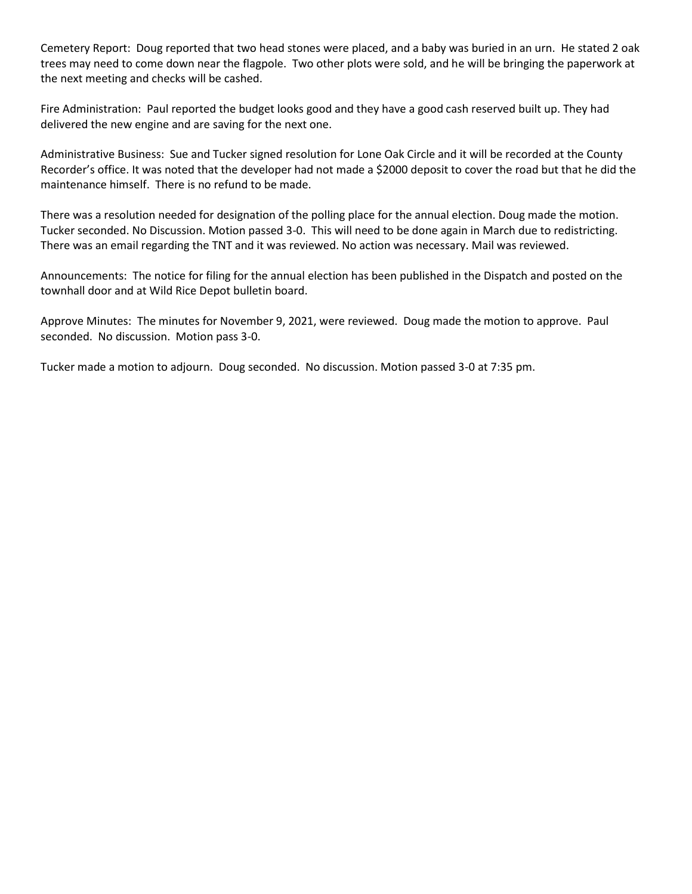Cemetery Report: Doug reported that two head stones were placed, and a baby was buried in an urn. He stated 2 oak trees may need to come down near the flagpole. Two other plots were sold, and he will be bringing the paperwork at the next meeting and checks will be cashed.

Fire Administration: Paul reported the budget looks good and they have a good cash reserved built up. They had delivered the new engine and are saving for the next one.

Administrative Business: Sue and Tucker signed resolution for Lone Oak Circle and it will be recorded at the County Recorder's office. It was noted that the developer had not made a $2000 deposit to cover the road but that he did the maintenance himself. There is no refund to be made.

There was a resolution needed for designation of the polling place for the annual election. Doug made the motion. Tucker seconded. No Discussion. Motion passed 3-0. This will need to be done again in March due to redistricting. There was an email regarding the TNT and it was reviewed. No action was necessary. Mail was reviewed.

Announcements: The notice for filing for the annual election has been published in the Dispatch and posted on the townhall door and at Wild Rice Depot bulletin board.

Approve Minutes: The minutes for November 9, 2021, were reviewed. Doug made the motion to approve. Paul seconded. No discussion. Motion pass 3-0.

Tucker made a motion to adjourn. Doug seconded. No discussion. Motion passed 3-0 at 7:35 pm.